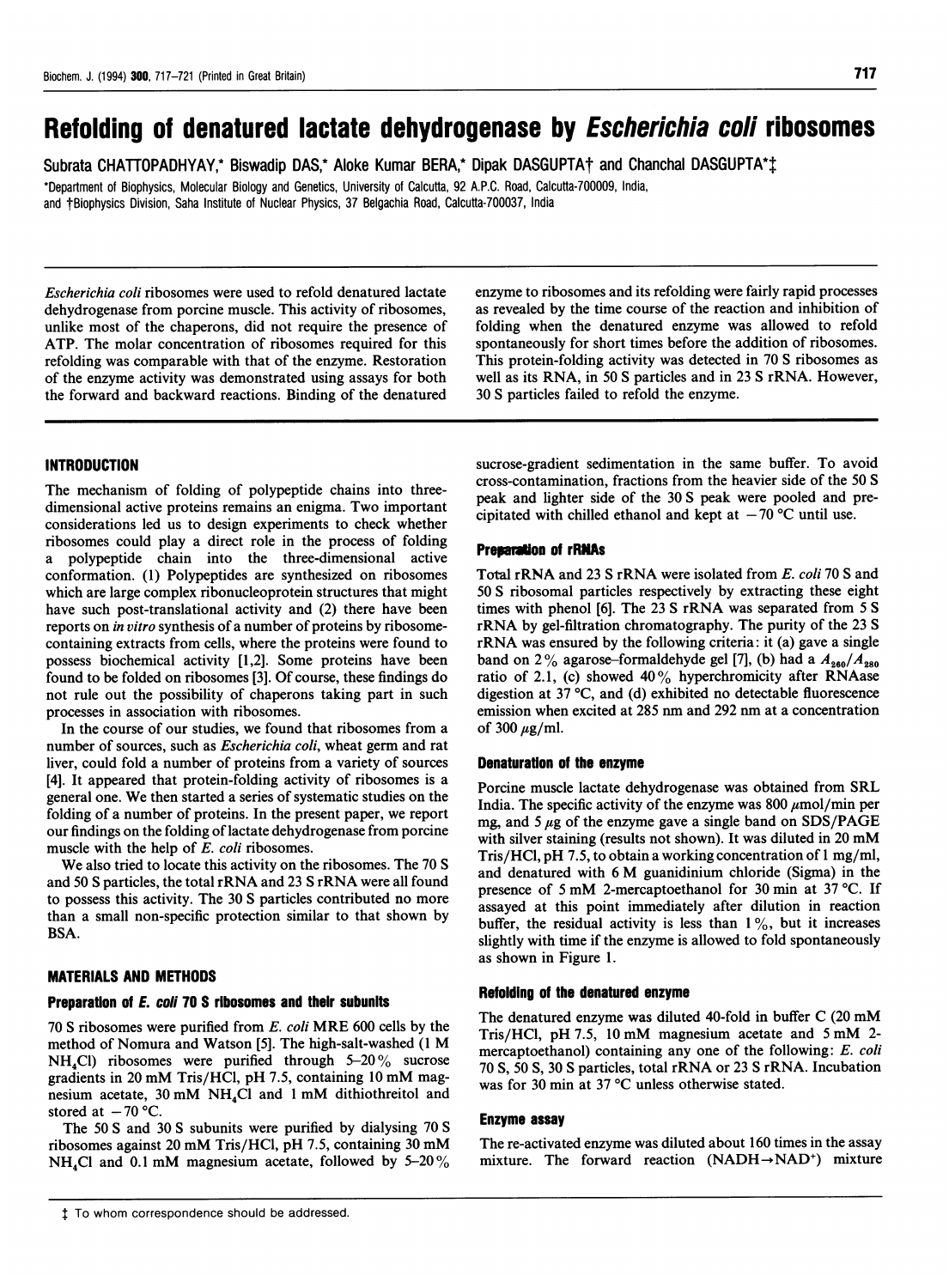# Refolding of denatured lactate dehydrogenase by *Escherichia coli* ribosomes

Subrata CHATTOPADHYAY,* Biswadip DAS,* Aloke Kumar BERA,* Dipak DASGUPTA† and Chanchal DASGUPTA*‡

*Department of Biophysics, Molecular Biology and Genetics, University of Calcutta, 92 A.P.C. Road, Calcutta-700009, India, and †Biophysics Division, Saha Institute of Nuclear Physics, 37 Belgachia Road, Calcutta-700037, India

*Escherichia coli* ribosomes were used to refold denatured lactate dehydrogenase from porcine muscle. This activity of ribosomes, unlike most of the chaperons, did not require the presence of ATP. The molar concentration of ribosomes required for this refolding was comparable with that of the enzyme. Restoration of the enzyme activity was demonstrated using assays for both the forward and backward reactions. Binding of the denatured enzyme to ribosomes and its refolding were fairly rapid processes as revealed by the time course of the reaction and inhibition of folding when the denatured enzyme was allowed to refold spontaneously for short times before the addition of ribosomes. This protein-folding activity was detected in 70 S ribosomes as well as its RNA, in 50 S particles and in 23 S rRNA. However, 30 S particles failed to refold the enzyme.

## INTRODUCTION

The mechanism of folding of polypeptide chains into three-dimensional active proteins remains an enigma. Two important considerations led us to design experiments to check whether ribosomes could play a direct role in the process of folding a polypeptide chain into the three-dimensional active conformation. (1) Polypeptides are synthesized on ribosomes which are large complex ribonucleoprotein structures that might have such post-translational activity and (2) there have been reports on *in vitro* synthesis of a number of proteins by ribosome-containing extracts from cells, where the proteins were found to possess biochemical activity [1,2]. Some proteins have been found to be folded on ribosomes [3]. Of course, these findings do not rule out the possibility of chaperons taking part in such processes in association with ribosomes.

In the course of our studies, we found that ribosomes from a number of sources, such as *Escherichia coli*, wheat germ and rat liver, could fold a number of proteins from a variety of sources [4]. It appeared that protein-folding activity of ribosomes is a general one. We then started a series of systematic studies on the folding of a number of proteins. In the present paper, we report our findings on the folding of lactate dehydrogenase from porcine muscle with the help of *E. coli* ribosomes.

We also tried to locate this activity on the ribosomes. The 70 S and 50 S particles, the total rRNA and 23 S rRNA were all found to possess this activity. The 30 S particles contributed no more than a small non-specific protection similar to that shown by BSA.

## MATERIALS AND METHODS

### Preparation of *E. coli* 70 S ribosomes and their subunits

70 S ribosomes were purified from *E. coli* MRE 600 cells by the method of Nomura and Watson [5]. The high-salt-washed (1 M $NH_4Cl$) ribosomes were purified through 5–20% sucrose gradients in 20 mM Tris/HCl, pH 7.5, containing 10 mM magnesium acetate, 30 mM $NH_4Cl$ and 1 mM dithiothreitol and stored at −70 °C.

The 50 S and 30 S subunits were purified by dialysing 70 S ribosomes against 20 mM Tris/HCl, pH 7.5, containing 30 mM $NH_4Cl$ and 0.1 mM magnesium acetate, followed by 5–20% sucrose-gradient sedimentation in the same buffer. To avoid cross-contamination, fractions from the heavier side of the 50 S peak and lighter side of the 30 S peak were pooled and pre-cipitated with chilled ethanol and kept at −70 °C until use.

### Preparation of rRNAs

Total rRNA and 23 S rRNA were isolated from *E. coli* 70 S and 50 S ribosomal particles respectively by extracting these eight times with phenol [6]. The 23 S rRNA was separated from 5 S rRNA by gel-filtration chromatography. The purity of the 23 S rRNA was ensured by the following criteria: it (a) gave a single band on 2% agarose–formaldehyde gel [7], (b) had a $A_{260}/A_{280}$ ratio of 2.1, (c) showed 40% hyperchromicity after RNAase digestion at 37 °C, and (d) exhibited no detectable fluorescence emission when excited at 285 nm and 292 nm at a concentration of 300 μg/ml.

### Denaturation of the enzyme

Porcine muscle lactate dehydrogenase was obtained from SRL India. The specific activity of the enzyme was 800 μmol/min per mg, and 5 μg of the enzyme gave a single band on SDS/PAGE with silver staining (results not shown). It was diluted in 20 mM Tris/HCl, pH 7.5, to obtain a working concentration of 1 mg/ml, and denatured with 6 M guanidinium chloride (Sigma) in the presence of 5 mM 2-mercaptoethanol for 30 min at 37 °C. If assayed at this point immediately after dilution in reaction buffer, the residual activity is less than 1%, but it increases slightly with time if the enzyme is allowed to fold spontaneously as shown in Figure 1.

### Refolding of the denatured enzyme

The denatured enzyme was diluted 40-fold in buffer C (20 mM Tris/HCl, pH 7.5, 10 mM magnesium acetate and 5 mM 2-mercaptoethanol) containing any one of the following: *E. coli* 70 S, 50 S, 30 S particles, total rRNA or 23 S rRNA. Incubation was for 30 min at 37 °C unless otherwise stated.

### Enzyme assay

The re-activated enzyme was diluted about 160 times in the assay mixture. The forward reaction ($NADH \rightarrow NAD^+$) mixture

‡ To whom correspondence should be addressed.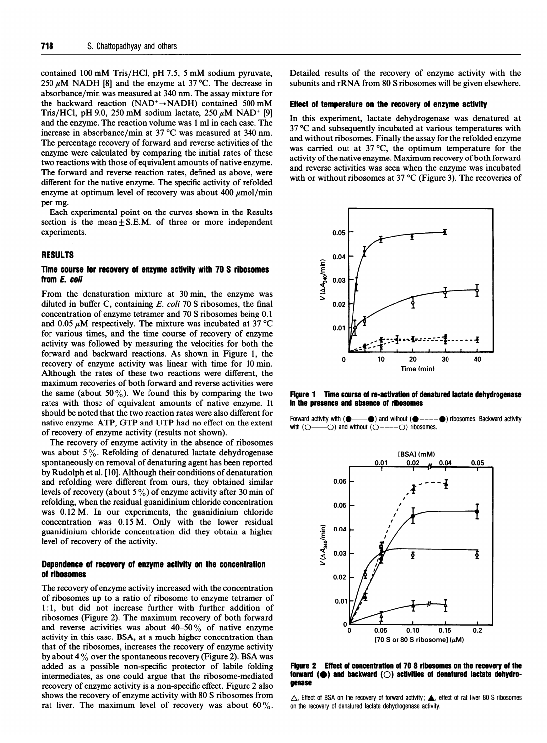contained 100 mM Tris/HCl, pH 7.5, 5 mM sodium pyruvate, 250 μM NADH [8] and the enzyme at 37 °C. The decrease in absorbance/min was measured at 340 nm. The assay mixture for the backward reaction ($NAD^+ \rightarrow NADH$) contained 500 mM Tris/HCl, pH 9.0, 250 mM sodium lactate, 250 μM $NAD^+$ [9] and the enzyme. The reaction volume was 1 ml in each case. The increase in absorbance/min at 37 °C was measured at 340 nm. The percentage recovery of forward and reverse activities of the enzyme were calculated by comparing the initial rates of these two reactions with those of equivalent amounts of native enzyme. The forward and reverse reaction rates, defined as above, were different for the native enzyme. The specific activity of refolded enzyme at optimum level of recovery was about 400 μmol/min per mg.

Each experimental point on the curves shown in the Results section is the mean ± S.E.M. of three or more independent experiments.

## RESULTS

### Time course for recovery of enzyme activity with 70 S ribosomes from *E. coli*

From the denaturation mixture at 30 min, the enzyme was diluted in buffer C, containing *E. coli* 70 S ribosomes, the final concentration of enzyme tetramer and 70 S ribosomes being 0.1 and 0.05 μM respectively. The mixture was incubated at 37 °C for various times, and the time course of recovery of enzyme activity was followed by measuring the velocities for both the forward and backward reactions. As shown in Figure 1, the recovery of enzyme activity was linear with time for 10 min. Although the rates of these two reactions were different, the maximum recoveries of both forward and reverse activities were the same (about 50 %). We found this by comparing the two rates with those of equivalent amounts of native enzyme. It should be noted that the two reaction rates were also different for native enzyme. ATP, GTP and UTP had no effect on the extent of recovery of enzyme activity (results not shown).

The recovery of enzyme activity in the absence of ribosomes was about 5 %. Refolding of denatured lactate dehydrogenase spontaneously on removal of denaturing agent has been reported by Rudolph et al. [10]. Although their conditions of denaturation and refolding were different from ours, they obtained similar levels of recovery (about 5 %) of enzyme activity after 30 min of refolding, when the residual guanidinium chloride concentration was 0.12 M. In our experiments, the guanidinium chloride concentration was 0.15 M. Only with the lower residual guanidinium chloride concentration did they obtain a higher level of recovery of the activity.

### Dependence of recovery of enzyme activity on the concentration of ribosomes

The recovery of enzyme activity increased with the concentration of ribosomes up to a ratio of ribosome to enzyme tetramer of 1:1, but did not increase further with further addition of ribosomes (Figure 2). The maximum recovery of both forward and reverse activities was about 40–50 % of native enzyme activity in this case. BSA, at a much higher concentration than that of the ribosomes, increases the recovery of enzyme activity by about 4 % over the spontaneous recovery (Figure 2). BSA was added as a possible non-specific protector of labile folding intermediates, as one could argue that the ribosome-mediated recovery of enzyme activity is a non-specific effect. Figure 2 also shows the recovery of enzyme activity with 80 S ribosomes from rat liver. The maximum level of recovery was about 60 %. Detailed results of the recovery of enzyme activity with the subunits and rRNA from 80 S ribosomes will be given elsewhere.

### Effect of temperature on the recovery of enzyme activity

In this experiment, lactate dehydrogenase was denatured at 37 °C and subsequently incubated at various temperatures with and without ribosomes. Finally the assay for the refolded enzyme was carried out at 37 °C, the optimum temperature for the activity of the native enzyme. Maximum recovery of both forward and reverse activities was seen when the enzyme was incubated with or without ribosomes at 37 °C (Figure 3). The recoveries of

**Figure 1 Time course of re-activation of denatured lactate dehydrogenase in the presence and absence of ribosomes**

Forward activity with (●——●) and without (●----●) ribosomes. Backward activity with (○——○) and without (○----○) ribosomes.

**Figure 2 Effect of concentration of 70 S ribosomes on the recovery of the forward (●) and backward (○) activities of denatured lactate dehydrogenase**

△, Effect of BSA on the recovery of forward activity; ▲, effect of rat liver 80 S ribosomes on the recovery of denatured lactate dehydrogenase activity.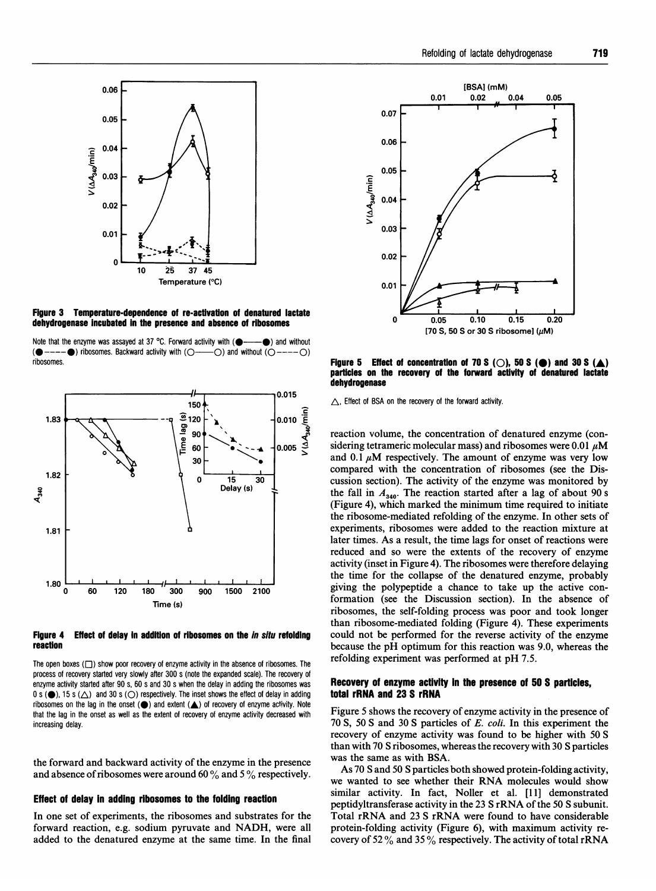**Figure 3 Temperature-dependence of re-activation of denatured lactate dehydrogenase incubated in the presence and absence of ribosomes**

Note that the enzyme was assayed at 37 °C. Forward activity with (●——●) and without (●----●) ribosomes. Backward activity with (○——○) and without (○----○) ribosomes.

**Figure 4 Effect of delay in addition of ribosomes on the *in situ* refolding reaction**

The open boxes (□) show poor recovery of enzyme activity in the absence of ribosomes. The process of recovery started very slowly after 300 s (note the expanded scale). The recovery of enzyme activity started after 90 s, 60 s and 30 s when the delay in adding the ribosomes was 0 s (●), 15 s (△) and 30 s (○) respectively. The inset shows the effect of delay in adding ribosomes on the lag in the onset (●) and extent (▲) of recovery of enzyme activity. Note that the lag in the onset as well as the extent of recovery of enzyme activity decreased with increasing delay.

the forward and backward activity of the enzyme in the presence and absence of ribosomes were around 60 % and 5 % respectively.

## Effect of delay in adding ribosomes to the folding reaction

In one set of experiments, the ribosomes and substrates for the forward reaction, e.g. sodium pyruvate and NADH, were all added to the denatured enzyme at the same time. In the final reaction volume, the concentration of denatured enzyme (considering tetrameric molecular mass) and ribosomes were 0.01 $\mu$M and 0.1 $\mu$M respectively. The amount of enzyme was very low compared with the concentration of ribosomes (see the Discussion section). The activity of the enzyme was monitored by the fall in $A_{340}$. The reaction started after a lag of about 90 s (Figure 4), which marked the minimum time required to initiate the ribosome-mediated refolding of the enzyme. In other sets of experiments, ribosomes were added to the reaction mixture at later times. As a result, the time lags for onset of reactions were reduced and so were the extents of the recovery of enzyme activity (inset in Figure 4). The ribosomes were therefore delaying the time for the collapse of the denatured enzyme, probably giving the polypeptide a chance to take up the active conformation (see the Discussion section). In the absence of ribosomes, the self-folding process was poor and took longer than ribosome-mediated folding (Figure 4). These experiments could not be performed for the reverse activity of the enzyme because the pH optimum for this reaction was 9.0, whereas the refolding experiment was performed at pH 7.5.

**Figure 5 Effect of concentration of 70 S (○), 50 S (●) and 30 S (▲) particles on the recovery of the forward activity of denatured lactate dehydrogenase**

△, Effect of BSA on the recovery of the forward activity.

## Recovery of enzyme activity in the presence of 50 S particles, total rRNA and 23 S rRNA

Figure 5 shows the recovery of enzyme activity in the presence of 70 S, 50 S and 30 S particles of *E. coli*. In this experiment the recovery of enzyme activity was found to be higher with 50 S than with 70 S ribosomes, whereas the recovery with 30 S particles was the same as with BSA.

As 70 S and 50 S particles both showed protein-folding activity, we wanted to see whether their RNA molecules would show similar activity. In fact, Noller et al. [11] demonstrated peptidyltransferase activity in the 23 S rRNA of the 50 S subunit. Total rRNA and 23 S rRNA were found to have considerable protein-folding activity (Figure 6), with maximum activity recovery of 52 % and 35 % respectively. The activity of total rRNA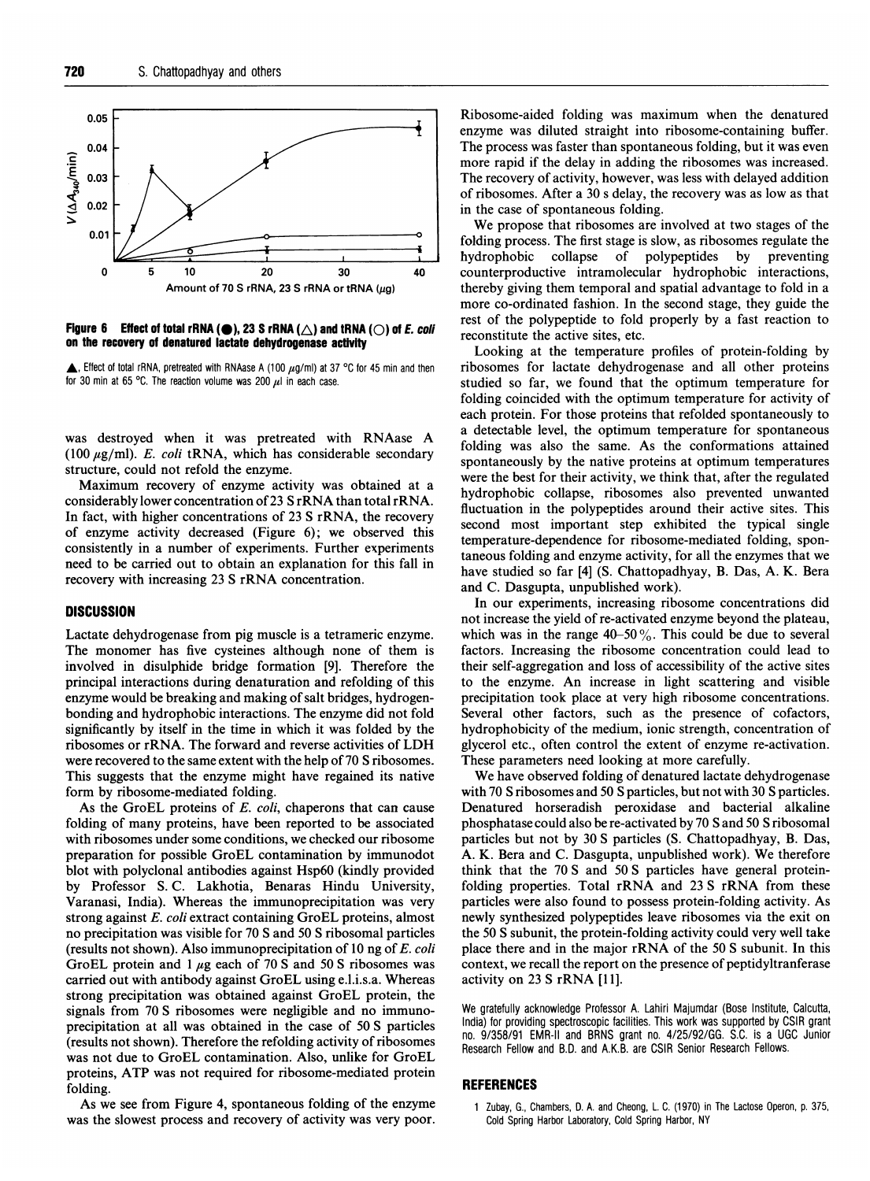**Figure 6 Effect of total rRNA (●), 23 S rRNA (△) and tRNA (○) of *E. coli* on the recovery of denatured lactate dehydrogenase activity**

▲, Effect of total rRNA, pretreated with RNAase A (100 μg/ml) at 37 °C for 45 min and then for 30 min at 65 °C. The reaction volume was 200 μl in each case.

was destroyed when it was pretreated with RNAase A (100 μg/ml). *E. coli* tRNA, which has considerable secondary structure, could not refold the enzyme.

Maximum recovery of enzyme activity was obtained at a considerably lower concentration of 23 S rRNA than total rRNA. In fact, with higher concentrations of 23 S rRNA, the recovery of enzyme activity decreased (Figure 6); we observed this consistently in a number of experiments. Further experiments need to be carried out to obtain an explanation for this fall in recovery with increasing 23 S rRNA concentration.

## DISCUSSION

Lactate dehydrogenase from pig muscle is a tetrameric enzyme. The monomer has five cysteines although none of them is involved in disulphide bridge formation [9]. Therefore the principal interactions during denaturation and refolding of this enzyme would be breaking and making of salt bridges, hydrogen-bonding and hydrophobic interactions. The enzyme did not fold significantly by itself in the time in which it was folded by the ribosomes or rRNA. The forward and reverse activities of LDH were recovered to the same extent with the help of 70 S ribosomes. This suggests that the enzyme might have regained its native form by ribosome-mediated folding.

As the GroEL proteins of *E. coli*, chaperons that can cause folding of many proteins, have been reported to be associated with ribosomes under some conditions, we checked our ribosome preparation for possible GroEL contamination by immunodot blot with polyclonal antibodies against Hsp60 (kindly provided by Professor S. C. Lakhotia, Benaras Hindu University, Varanasi, India). Whereas the immunoprecipitation was very strong against *E. coli* extract containing GroEL proteins, almost no precipitation was visible for 70 S and 50 S ribosomal particles (results not shown). Also immunoprecipitation of 10 ng of *E. coli* GroEL protein and 1 μg each of 70 S and 50 S ribosomes was carried out with antibody against GroEL using e.l.i.s.a. Whereas strong precipitation was obtained against GroEL protein, the signals from 70 S ribosomes were negligible and no immunoprecipitation at all was obtained in the case of 50 S particles (results not shown). Therefore the refolding activity of ribosomes was not due to GroEL contamination. Also, unlike for GroEL proteins, ATP was not required for ribosome-mediated protein folding.

As we see from Figure 4, spontaneous folding of the enzyme was the slowest process and recovery of activity was very poor. Ribosome-aided folding was maximum when the denatured enzyme was diluted straight into ribosome-containing buffer. The process was faster than spontaneous folding, but it was even more rapid if the delay in adding the ribosomes was increased. The recovery of activity, however, was less with delayed addition of ribosomes. After a 30 s delay, the recovery was as low as that in the case of spontaneous folding.

We propose that ribosomes are involved at two stages of the folding process. The first stage is slow, as ribosomes regulate the hydrophobic collapse of polypeptides by preventing counterproductive intramolecular hydrophobic interactions, thereby giving them temporal and spatial advantage to fold in a more co-ordinated fashion. In the second stage, they guide the rest of the polypeptide to fold properly by a fast reaction to reconstitute the active sites, etc.

Looking at the temperature profiles of protein-folding by ribosomes for lactate dehydrogenase and all other proteins studied so far, we found that the optimum temperature for folding coincided with the optimum temperature for activity of each protein. For those proteins that refolded spontaneously to a detectable level, the optimum temperature for spontaneous folding was also the same. As the conformations attained spontaneously by the native proteins at optimum temperatures were the best for their activity, we think that, after the regulated hydrophobic collapse, ribosomes also prevented unwanted fluctuation in the polypeptides around their active sites. This second most important step exhibited the typical single temperature-dependence for ribosome-mediated folding, spontaneous folding and enzyme activity, for all the enzymes that we have studied so far [4] (S. Chattopadhyay, B. Das, A. K. Bera and C. Dasgupta, unpublished work).

In our experiments, increasing ribosome concentrations did not increase the yield of re-activated enzyme beyond the plateau, which was in the range 40–50%. This could be due to several factors. Increasing the ribosome concentration could lead to their self-aggregation and loss of accessibility of the active sites to the enzyme. An increase in light scattering and visible precipitation took place at very high ribosome concentrations. Several other factors, such as the presence of cofactors, hydrophobicity of the medium, ionic strength, concentration of glycerol etc., often control the extent of enzyme re-activation. These parameters need looking at more carefully.

We have observed folding of denatured lactate dehydrogenase with 70 S ribosomes and 50 S particles, but not with 30 S particles. Denatured horseradish peroxidase and bacterial alkaline phosphatase could also be re-activated by 70 S and 50 S ribosomal particles but not by 30 S particles (S. Chattopadhyay, B. Das, A. K. Bera and C. Dasgupta, unpublished work). We therefore think that the 70 S and 50 S particles have general protein-folding properties. Total rRNA and 23 S rRNA from these particles were also found to possess protein-folding activity. As newly synthesized polypeptides leave ribosomes via the exit on the 50 S subunit, the protein-folding activity could very well take place there and in the major rRNA of the 50 S subunit. In this context, we recall the report on the presence of peptidyltranferase activity on 23 S rRNA [11].

We gratefully acknowledge Professor A. Lahiri Majumdar (Bose Institute, Calcutta, India) for providing spectroscopic facilities. This work was supported by CSIR grant no. 9/358/91 EMR-II and BRNS grant no. 4/25/92/GG. S.C. is a UGC Junior Research Fellow and B.D. and A.K.B. are CSIR Senior Research Fellows.

## REFERENCES

1 Zubay, G., Chambers, D. A. and Cheong, L. C. (1970) in The Lactose Operon, p. 375, Cold Spring Harbor Laboratory, Cold Spring Harbor, NY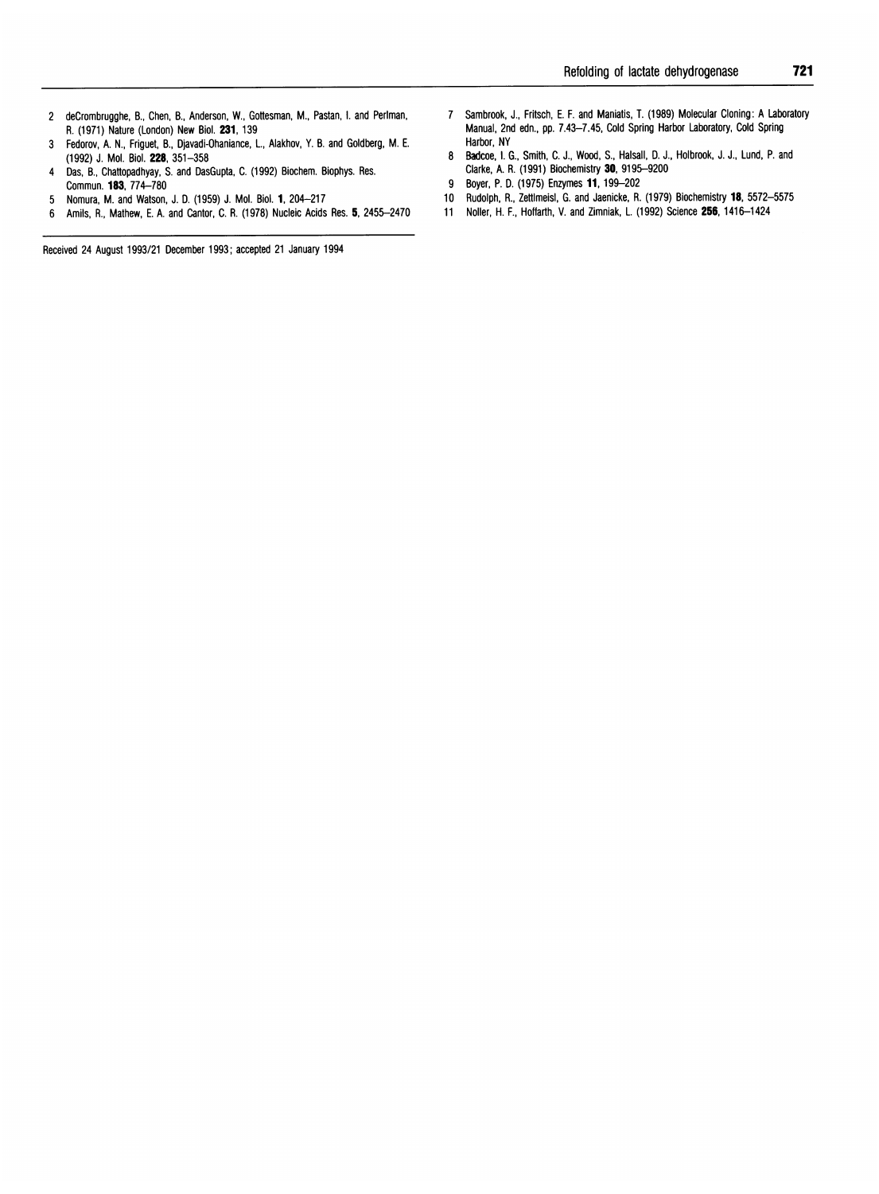2 deCrombrugghe, B., Chen, B., Anderson, W., Gottesman, M., Pastan, I. and Perlman, R. (1971) Nature (London) New Biol. **231**, 139
3 Fedorov, A. N., Friguet, B., Djavadi-Ohaniance, L., Alakhov, Y. B. and Goldberg, M. E. (1992) J. Mol. Biol. **228**, 351–358
4 Das, B., Chattopadhyay, S. and DasGupta, C. (1992) Biochem. Biophys. Res. Commun. **183**, 774–780
5 Nomura, M. and Watson, J. D. (1959) J. Mol. Biol. **1**, 204–217
6 Amils, R., Mathew, E. A. and Cantor, C. R. (1978) Nucleic Acids Res. **5**, 2455–2470
7 Sambrook, J., Fritsch, E. F. and Maniatis, T. (1989) Molecular Cloning: A Laboratory Manual, 2nd edn., pp. 7.43–7.45, Cold Spring Harbor Laboratory, Cold Spring Harbor, NY
8 Badcoe, I. G., Smith, C. J., Wood, S., Halsall, D. J., Holbrook, J. J., Lund, P. and Clarke, A. R. (1991) Biochemistry **30**, 9195–9200
9 Boyer, P. D. (1975) Enzymes **11**, 199–202
10 Rudolph, R., Zettlmeisl, G. and Jaenicke, R. (1979) Biochemistry **18**, 5572–5575
11 Noller, H. F., Hoffarth, V. and Zimniak, L. (1992) Science **256**, 1416–1424

Received 24 August 1993/21 December 1993; accepted 21 January 1994